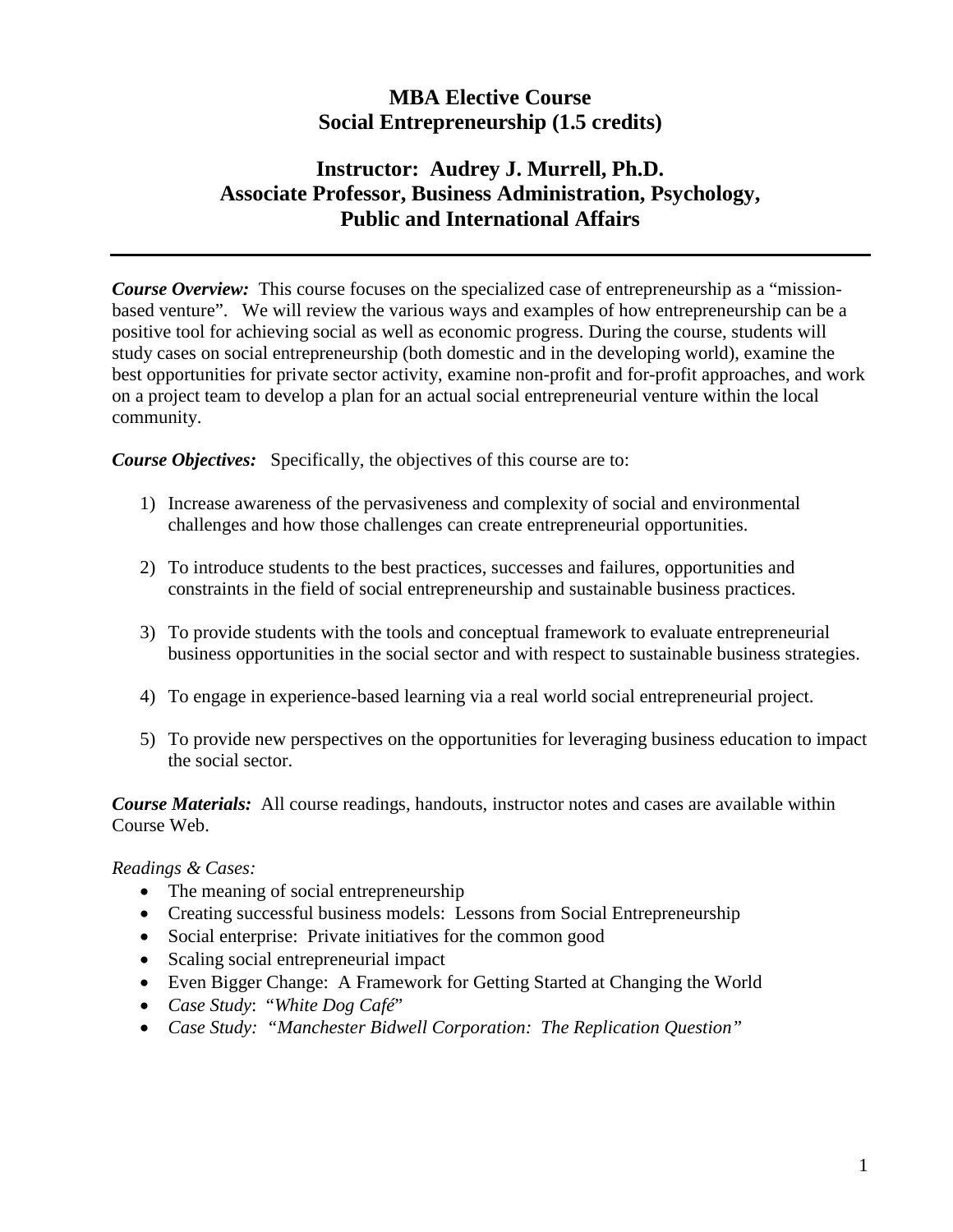# MBA Elective Course
# Social Entrepreneurship (1.5 credits)

## Instructor: Audrey J. Murrell, Ph.D.
## Associate Professor, Business Administration, Psychology, Public and International Affairs

---

***Course Overview:*** This course focuses on the specialized case of entrepreneurship as a "mission-based venture". We will review the various ways and examples of how entrepreneurship can be a positive tool for achieving social as well as economic progress. During the course, students will study cases on social entrepreneurship (both domestic and in the developing world), examine the best opportunities for private sector activity, examine non-profit and for-profit approaches, and work on a project team to develop a plan for an actual social entrepreneurial venture within the local community.

***Course Objectives:*** Specifically, the objectives of this course are to:

1) Increase awareness of the pervasiveness and complexity of social and environmental challenges and how those challenges can create entrepreneurial opportunities.

2) To introduce students to the best practices, successes and failures, opportunities and constraints in the field of social entrepreneurship and sustainable business practices.

3) To provide students with the tools and conceptual framework to evaluate entrepreneurial business opportunities in the social sector and with respect to sustainable business strategies.

4) To engage in experience-based learning via a real world social entrepreneurial project.

5) To provide new perspectives on the opportunities for leveraging business education to impact the social sector.

***Course Materials:*** All course readings, handouts, instructor notes and cases are available within Course Web.

*Readings & Cases:*

- The meaning of social entrepreneurship
- Creating successful business models: Lessons from Social Entrepreneurship
- Social enterprise: Private initiatives for the common good
- Scaling social entrepreneurial impact
- Even Bigger Change: A Framework for Getting Started at Changing the World
- *Case Study*: "*White Dog Café*"
- *Case Study: "Manchester Bidwell Corporation: The Replication Question"*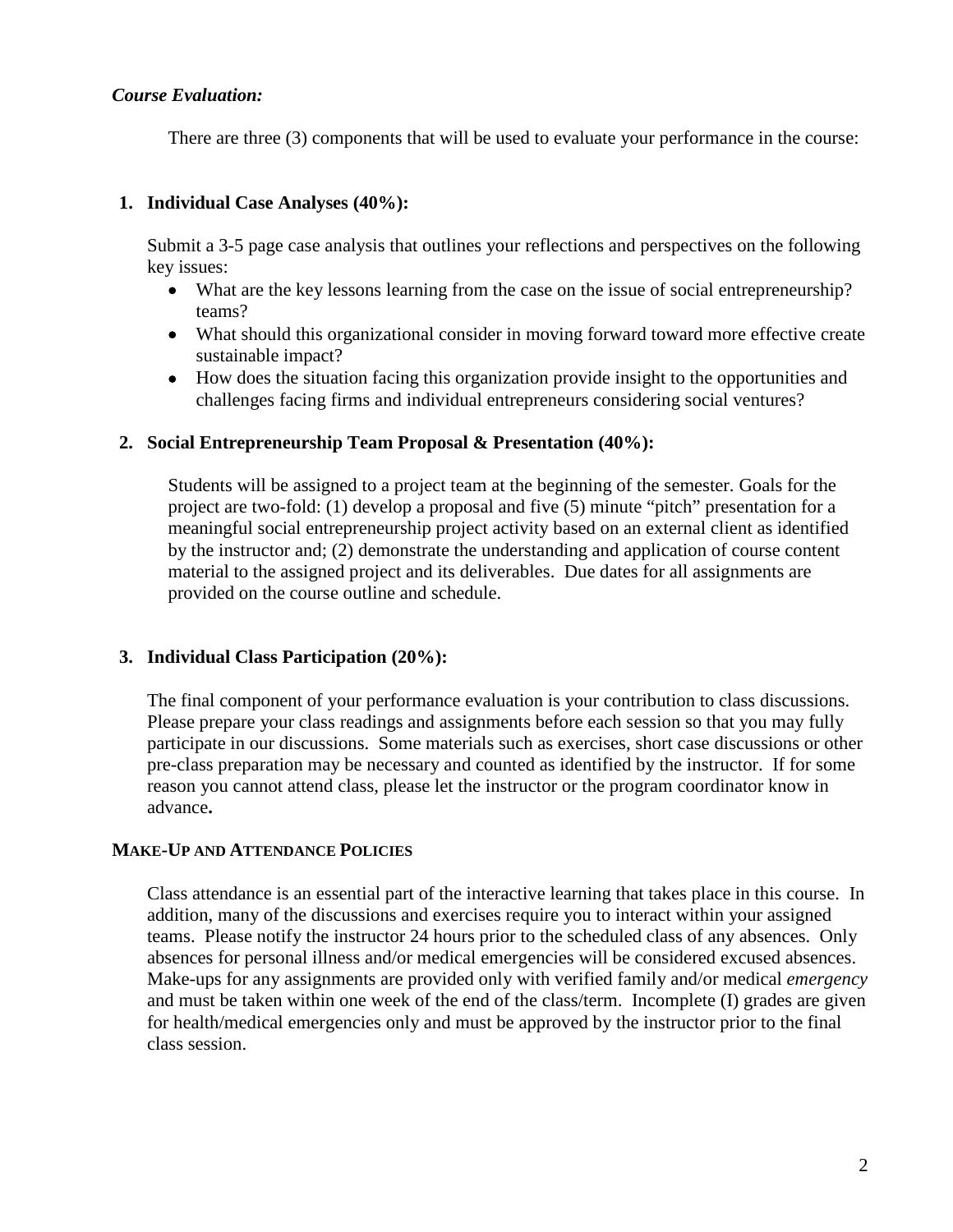***Course Evaluation:***

There are three (3) components that will be used to evaluate your performance in the course:

1. **Individual Case Analyses (40%):**

   Submit a 3-5 page case analysis that outlines your reflections and perspectives on the following key issues:

   - What are the key lessons learning from the case on the issue of social entrepreneurship? teams?
   - What should this organizational consider in moving forward toward more effective create sustainable impact?
   - How does the situation facing this organization provide insight to the opportunities and challenges facing firms and individual entrepreneurs considering social ventures?

2. **Social Entrepreneurship Team Proposal & Presentation (40%):**

   Students will be assigned to a project team at the beginning of the semester. Goals for the project are two-fold: (1) develop a proposal and five (5) minute "pitch" presentation for a meaningful social entrepreneurship project activity based on an external client as identified by the instructor and; (2) demonstrate the understanding and application of course content material to the assigned project and its deliverables. Due dates for all assignments are provided on the course outline and schedule.

3. **Individual Class Participation (20%):**

   The final component of your performance evaluation is your contribution to class discussions. Please prepare your class readings and assignments before each session so that you may fully participate in our discussions. Some materials such as exercises, short case discussions or other pre-class preparation may be necessary and counted as identified by the instructor. If for some reason you cannot attend class, please let the instructor or the program coordinator know in advance**.**

**MAKE-UP AND ATTENDANCE POLICIES**

Class attendance is an essential part of the interactive learning that takes place in this course. In addition, many of the discussions and exercises require you to interact within your assigned teams. Please notify the instructor 24 hours prior to the scheduled class of any absences. Only absences for personal illness and/or medical emergencies will be considered excused absences. Make-ups for any assignments are provided only with verified family and/or medical *emergency* and must be taken within one week of the end of the class/term. Incomplete (I) grades are given for health/medical emergencies only and must be approved by the instructor prior to the final class session.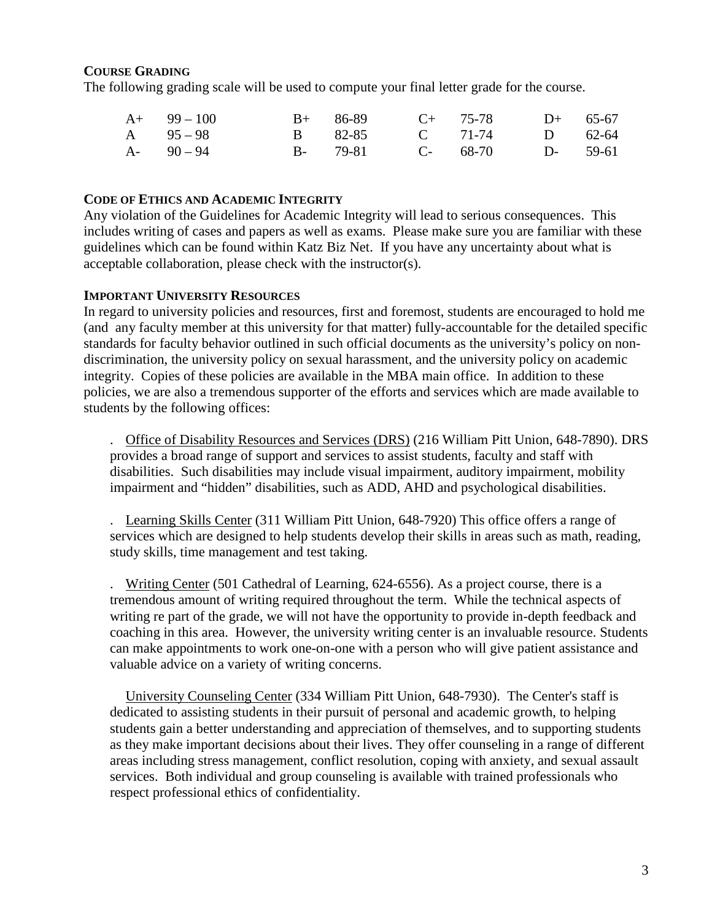**COURSE GRADING**

The following grading scale will be used to compute your final letter grade for the course.

| | | | | | | | |
|---|---|---|---|---|---|---|---|
| A+ | 99 – 100 | B+ | 86-89 | C+ | 75-78 | D+ | 65-67 |
| A | 95 – 98 | B | 82-85 | C | 71-74 | D | 62-64 |
| A- | 90 – 94 | B- | 79-81 | C- | 68-70 | D- | 59-61 |

**CODE OF ETHICS AND ACADEMIC INTEGRITY**

Any violation of the Guidelines for Academic Integrity will lead to serious consequences. This includes writing of cases and papers as well as exams. Please make sure you are familiar with these guidelines which can be found within Katz Biz Net. If you have any uncertainty about what is acceptable collaboration, please check with the instructor(s).

**IMPORTANT UNIVERSITY RESOURCES**

In regard to university policies and resources, first and foremost, students are encouraged to hold me (and any faculty member at this university for that matter) fully-accountable for the detailed specific standards for faculty behavior outlined in such official documents as the university's policy on non-discrimination, the university policy on sexual harassment, and the university policy on academic integrity. Copies of these policies are available in the MBA main office. In addition to these policies, we are also a tremendous supporter of the efforts and services which are made available to students by the following offices:

. Office of Disability Resources and Services (DRS) (216 William Pitt Union, 648-7890). DRS provides a broad range of support and services to assist students, faculty and staff with disabilities. Such disabilities may include visual impairment, auditory impairment, mobility impairment and "hidden" disabilities, such as ADD, AHD and psychological disabilities.

. Learning Skills Center (311 William Pitt Union, 648-7920) This office offers a range of services which are designed to help students develop their skills in areas such as math, reading, study skills, time management and test taking.

. Writing Center (501 Cathedral of Learning, 624-6556). As a project course, there is a tremendous amount of writing required throughout the term. While the technical aspects of writing re part of the grade, we will not have the opportunity to provide in-depth feedback and coaching in this area. However, the university writing center is an invaluable resource. Students can make appointments to work one-on-one with a person who will give patient assistance and valuable advice on a variety of writing concerns.

University Counseling Center (334 William Pitt Union, 648-7930). The Center's staff is dedicated to assisting students in their pursuit of personal and academic growth, to helping students gain a better understanding and appreciation of themselves, and to supporting students as they make important decisions about their lives. They offer counseling in a range of different areas including stress management, conflict resolution, coping with anxiety, and sexual assault services. Both individual and group counseling is available with trained professionals who respect professional ethics of confidentiality.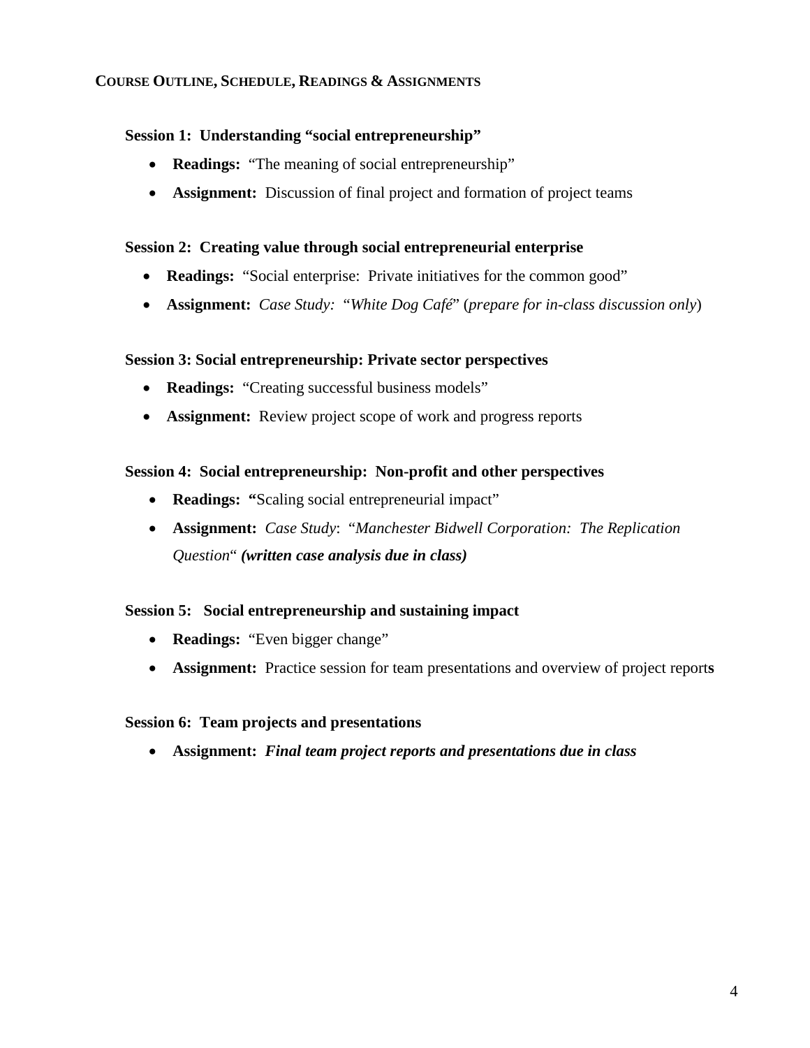## COURSE OUTLINE, SCHEDULE, READINGS & ASSIGNMENTS

### Session 1: Understanding "social entrepreneurship"

- **Readings:** "The meaning of social entrepreneurship"
- **Assignment:** Discussion of final project and formation of project teams

### Session 2: Creating value through social entrepreneurial enterprise

- **Readings:** "Social enterprise: Private initiatives for the common good"
- **Assignment:** *Case Study: "White Dog Café"* (*prepare for in-class discussion only*)

### Session 3: Social entrepreneurship: Private sector perspectives

- **Readings:** "Creating successful business models"
- **Assignment:** Review project scope of work and progress reports

### Session 4: Social entrepreneurship: Non-profit and other perspectives

- **Readings:** **"**Scaling social entrepreneurial impact"
- **Assignment:** *Case Study*: *"Manchester Bidwell Corporation: The Replication Question"* ***(written case analysis due in class)***

### Session 5: Social entrepreneurship and sustaining impact

- **Readings:** "Even bigger change"
- **Assignment:** Practice session for team presentations and overview of project report**s**

### Session 6: Team projects and presentations

- **Assignment:** ***Final team project reports and presentations due in class***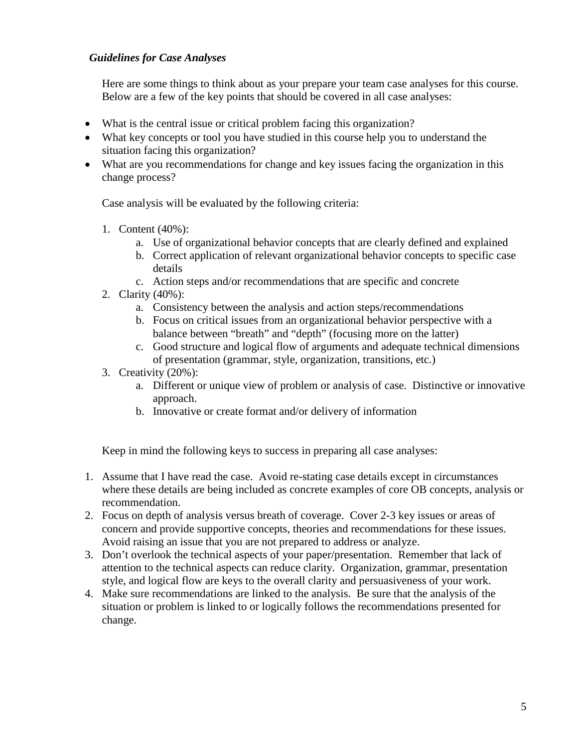***Guidelines for Case Analyses***

Here are some things to think about as your prepare your team case analyses for this course. Below are a few of the key points that should be covered in all case analyses:

- What is the central issue or critical problem facing this organization?
- What key concepts or tool you have studied in this course help you to understand the situation facing this organization?
- What are you recommendations for change and key issues facing the organization in this change process?

Case analysis will be evaluated by the following criteria:

1. Content (40%):
    a. Use of organizational behavior concepts that are clearly defined and explained
    b. Correct application of relevant organizational behavior concepts to specific case details
    c. Action steps and/or recommendations that are specific and concrete
2. Clarity (40%):
    a. Consistency between the analysis and action steps/recommendations
    b. Focus on critical issues from an organizational behavior perspective with a balance between "breath" and "depth" (focusing more on the latter)
    c. Good structure and logical flow of arguments and adequate technical dimensions of presentation (grammar, style, organization, transitions, etc.)
3. Creativity (20%):
    a. Different or unique view of problem or analysis of case. Distinctive or innovative approach.
    b. Innovative or create format and/or delivery of information

Keep in mind the following keys to success in preparing all case analyses:

1. Assume that I have read the case. Avoid re-stating case details except in circumstances where these details are being included as concrete examples of core OB concepts, analysis or recommendation.
2. Focus on depth of analysis versus breath of coverage. Cover 2-3 key issues or areas of concern and provide supportive concepts, theories and recommendations for these issues. Avoid raising an issue that you are not prepared to address or analyze.
3. Don't overlook the technical aspects of your paper/presentation. Remember that lack of attention to the technical aspects can reduce clarity. Organization, grammar, presentation style, and logical flow are keys to the overall clarity and persuasiveness of your work.
4. Make sure recommendations are linked to the analysis. Be sure that the analysis of the situation or problem is linked to or logically follows the recommendations presented for change.